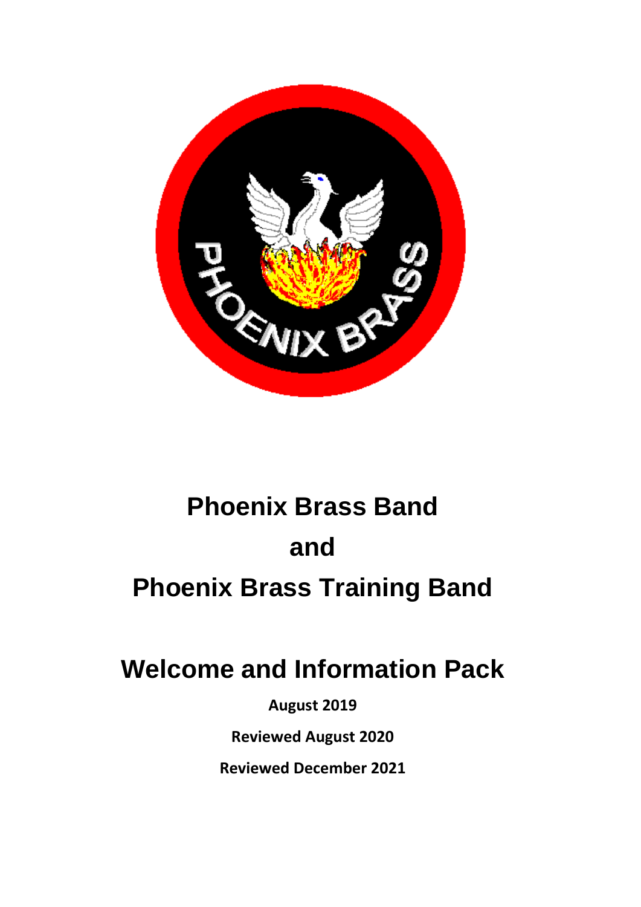# Phoenix Brass Band

# and

# Phoenix Brass Training Band

## Welcome and Information Pack

**August 2019**

**Reviewed August 2020**

**Reviewed December 2021**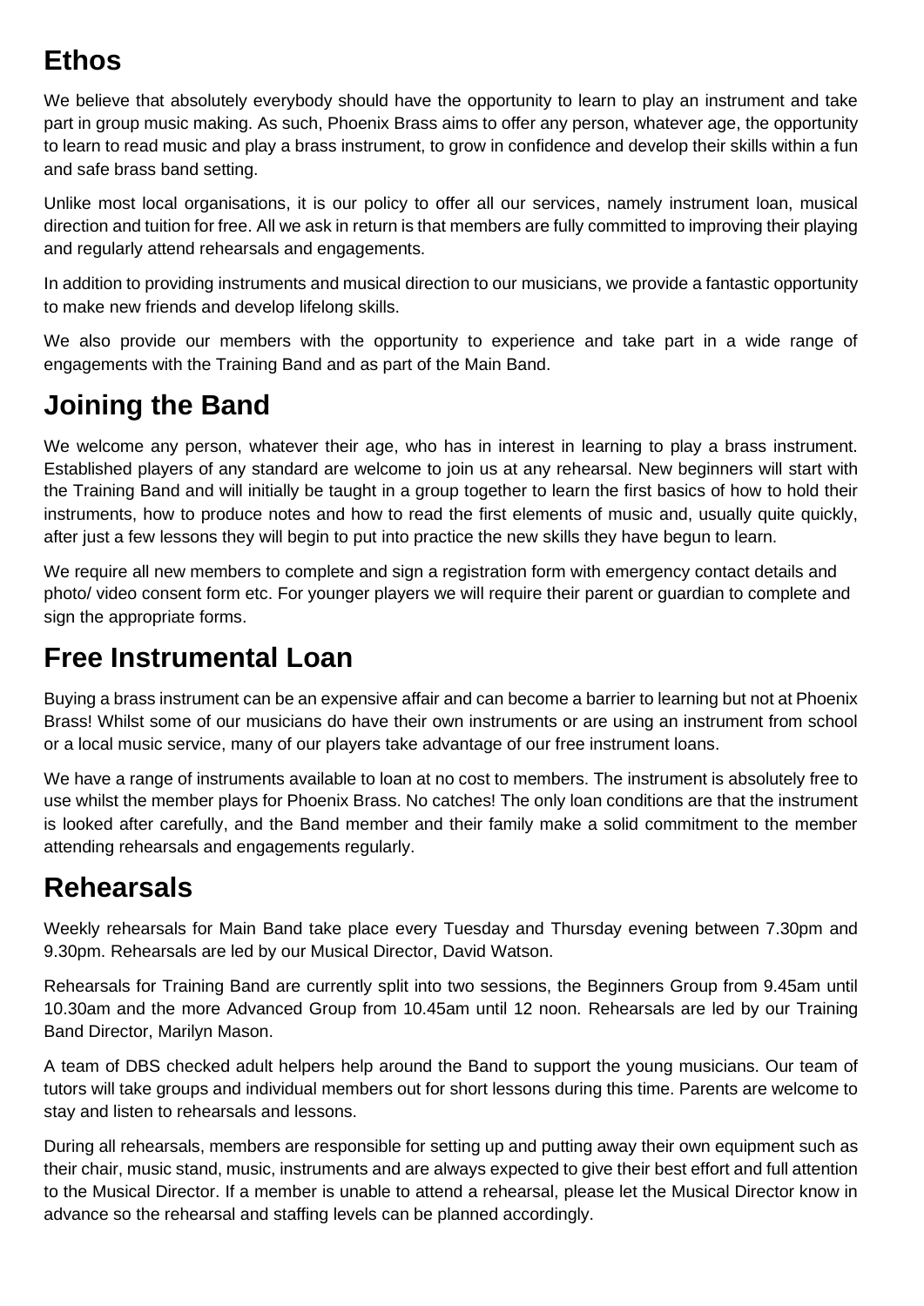## Ethos

We believe that absolutely everybody should have the opportunity to learn to play an instrument and take part in group music making. As such, Phoenix Brass aims to offer any person, whatever age, the opportunity to learn to read music and play a brass instrument, to grow in confidence and develop their skills within a fun and safe brass band setting.

Unlike most local organisations, it is our policy to offer all our services, namely instrument loan, musical direction and tuition for free. All we ask in return is that members are fully committed to improving their playing and regularly attend rehearsals and engagements.

In addition to providing instruments and musical direction to our musicians, we provide a fantastic opportunity to make new friends and develop lifelong skills.

We also provide our members with the opportunity to experience and take part in a wide range of engagements with the Training Band and as part of the Main Band.

## Joining the Band

We welcome any person, whatever their age, who has in interest in learning to play a brass instrument. Established players of any standard are welcome to join us at any rehearsal. New beginners will start with the Training Band and will initially be taught in a group together to learn the first basics of how to hold their instruments, how to produce notes and how to read the first elements of music and, usually quite quickly, after just a few lessons they will begin to put into practice the new skills they have begun to learn.

We require all new members to complete and sign a registration form with emergency contact details and photo/ video consent form etc. For younger players we will require their parent or guardian to complete and sign the appropriate forms.

## Free Instrumental Loan

Buying a brass instrument can be an expensive affair and can become a barrier to learning but not at Phoenix Brass! Whilst some of our musicians do have their own instruments or are using an instrument from school or a local music service, many of our players take advantage of our free instrument loans.

We have a range of instruments available to loan at no cost to members. The instrument is absolutely free to use whilst the member plays for Phoenix Brass. No catches! The only loan conditions are that the instrument is looked after carefully, and the Band member and their family make a solid commitment to the member attending rehearsals and engagements regularly.

## Rehearsals

Weekly rehearsals for Main Band take place every Tuesday and Thursday evening between 7.30pm and 9.30pm. Rehearsals are led by our Musical Director, David Watson.

Rehearsals for Training Band are currently split into two sessions, the Beginners Group from 9.45am until 10.30am and the more Advanced Group from 10.45am until 12 noon. Rehearsals are led by our Training Band Director, Marilyn Mason.

A team of DBS checked adult helpers help around the Band to support the young musicians. Our team of tutors will take groups and individual members out for short lessons during this time. Parents are welcome to stay and listen to rehearsals and lessons.

During all rehearsals, members are responsible for setting up and putting away their own equipment such as their chair, music stand, music, instruments and are always expected to give their best effort and full attention to the Musical Director. If a member is unable to attend a rehearsal, please let the Musical Director know in advance so the rehearsal and staffing levels can be planned accordingly.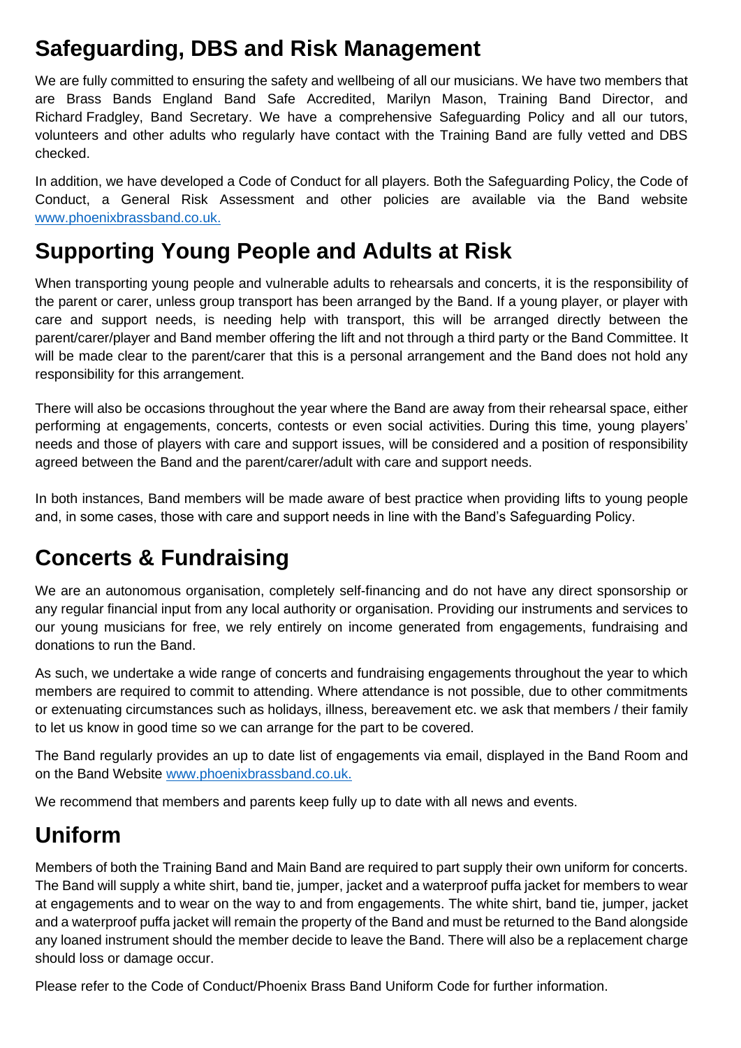## Safeguarding, DBS and Risk Management

We are fully committed to ensuring the safety and wellbeing of all our musicians. We have two members that are Brass Bands England Band Safe Accredited, Marilyn Mason, Training Band Director, and Richard Fradgley, Band Secretary. We have a comprehensive Safeguarding Policy and all our tutors, volunteers and other adults who regularly have contact with the Training Band are fully vetted and DBS checked.

In addition, we have developed a Code of Conduct for all players. Both the Safeguarding Policy, the Code of Conduct, a General Risk Assessment and other policies are available via the Band website www.phoenixbrassband.co.uk.

## Supporting Young People and Adults at Risk

When transporting young people and vulnerable adults to rehearsals and concerts, it is the responsibility of the parent or carer, unless group transport has been arranged by the Band. If a young player, or player with care and support needs, is needing help with transport, this will be arranged directly between the parent/carer/player and Band member offering the lift and not through a third party or the Band Committee. It will be made clear to the parent/carer that this is a personal arrangement and the Band does not hold any responsibility for this arrangement.

There will also be occasions throughout the year where the Band are away from their rehearsal space, either performing at engagements, concerts, contests or even social activities. During this time, young players' needs and those of players with care and support issues, will be considered and a position of responsibility agreed between the Band and the parent/carer/adult with care and support needs.

In both instances, Band members will be made aware of best practice when providing lifts to young people and, in some cases, those with care and support needs in line with the Band's Safeguarding Policy.

## Concerts & Fundraising

We are an autonomous organisation, completely self-financing and do not have any direct sponsorship or any regular financial input from any local authority or organisation. Providing our instruments and services to our young musicians for free, we rely entirely on income generated from engagements, fundraising and donations to run the Band.

As such, we undertake a wide range of concerts and fundraising engagements throughout the year to which members are required to commit to attending. Where attendance is not possible, due to other commitments or extenuating circumstances such as holidays, illness, bereavement etc. we ask that members / their family to let us know in good time so we can arrange for the part to be covered.

The Band regularly provides an up to date list of engagements via email, displayed in the Band Room and on the Band Website www.phoenixbrassband.co.uk.

We recommend that members and parents keep fully up to date with all news and events.

## Uniform

Members of both the Training Band and Main Band are required to part supply their own uniform for concerts. The Band will supply a white shirt, band tie, jumper, jacket and a waterproof puffa jacket for members to wear at engagements and to wear on the way to and from engagements. The white shirt, band tie, jumper, jacket and a waterproof puffa jacket will remain the property of the Band and must be returned to the Band alongside any loaned instrument should the member decide to leave the Band. There will also be a replacement charge should loss or damage occur.

Please refer to the Code of Conduct/Phoenix Brass Band Uniform Code for further information.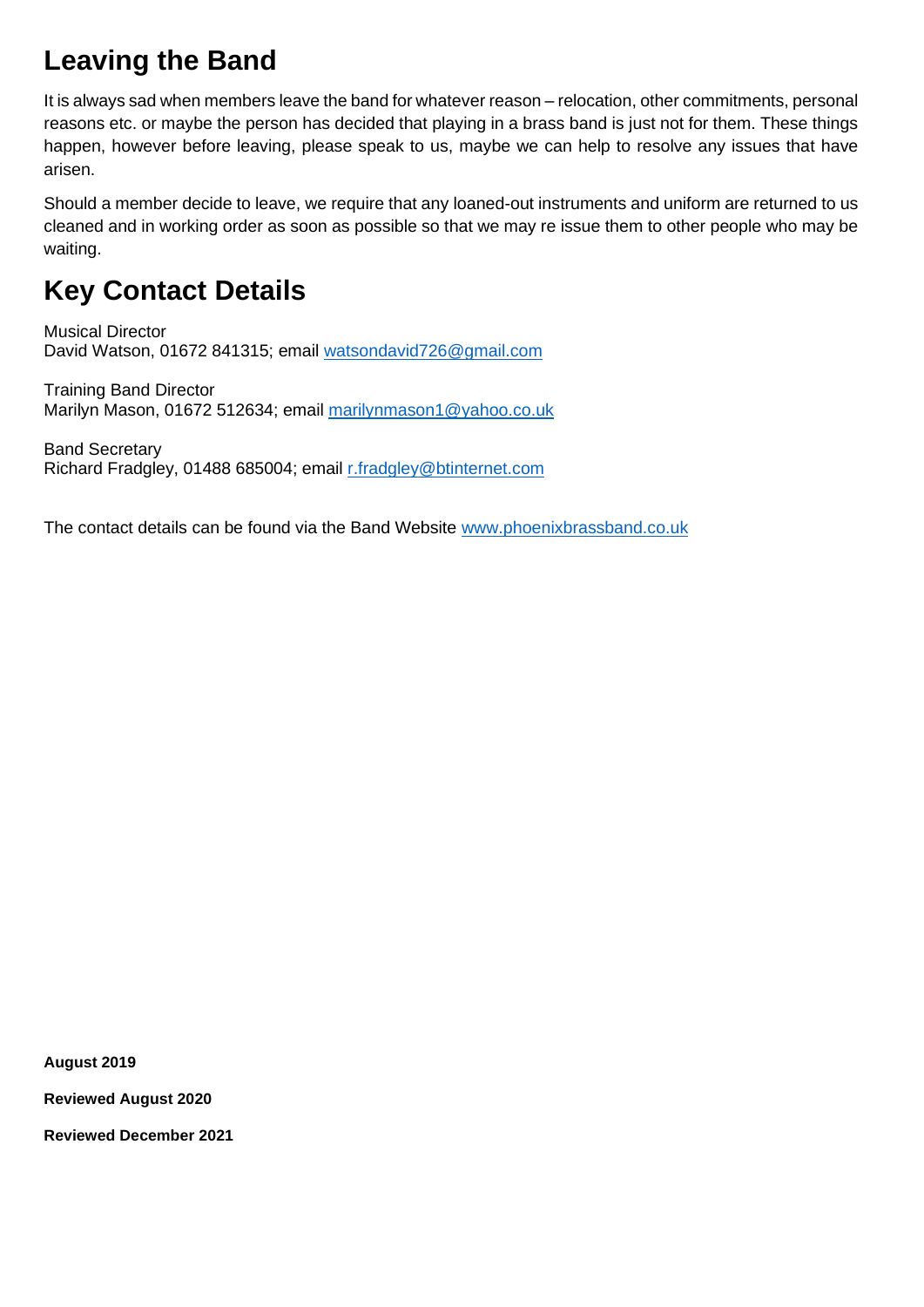## Leaving the Band

It is always sad when members leave the band for whatever reason – relocation, other commitments, personal reasons etc. or maybe the person has decided that playing in a brass band is just not for them. These things happen, however before leaving, please speak to us, maybe we can help to resolve any issues that have arisen.

Should a member decide to leave, we require that any loaned-out instruments and uniform are returned to us cleaned and in working order as soon as possible so that we may re issue them to other people who may be waiting.

## Key Contact Details

Musical Director
David Watson, 01672 841315; email watsondavid726@gmail.com

Training Band Director
Marilyn Mason, 01672 512634; email marilynmason1@yahoo.co.uk

Band Secretary
Richard Fradgley, 01488 685004; email r.fradgley@btinternet.com

The contact details can be found via the Band Website www.phoenixbrassband.co.uk

**August 2019**

**Reviewed August 2020**

**Reviewed December 2021**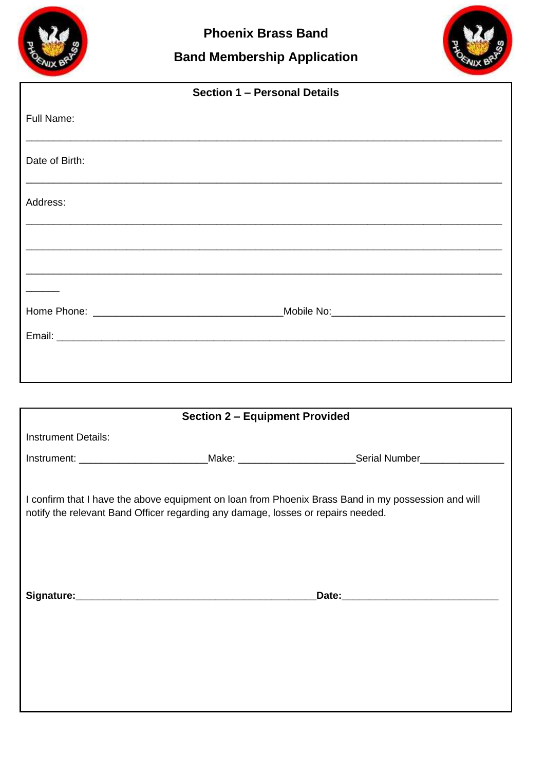# Phoenix Brass Band

## Band Membership Application

### Section 1 – Personal Details

Full Name:

________________________________________________________________________________

Date of Birth:

________________________________________________________________________________

Address:

________________________________________________________________________________

________________________________________________________________________________

________________________________________________________________________________

______

Home Phone: _________________________________Mobile No:_____________________________

Email: ________________________________________________________________________________

### Section 2 – Equipment Provided

Instrument Details:

Instrument: ______________________Make: ____________________Serial Number______________

I confirm that I have the above equipment on loan from Phoenix Brass Band in my possession and will notify the relevant Band Officer regarding any damage, losses or repairs needed.

**Signature:**__________________________________________**Date:**___________________________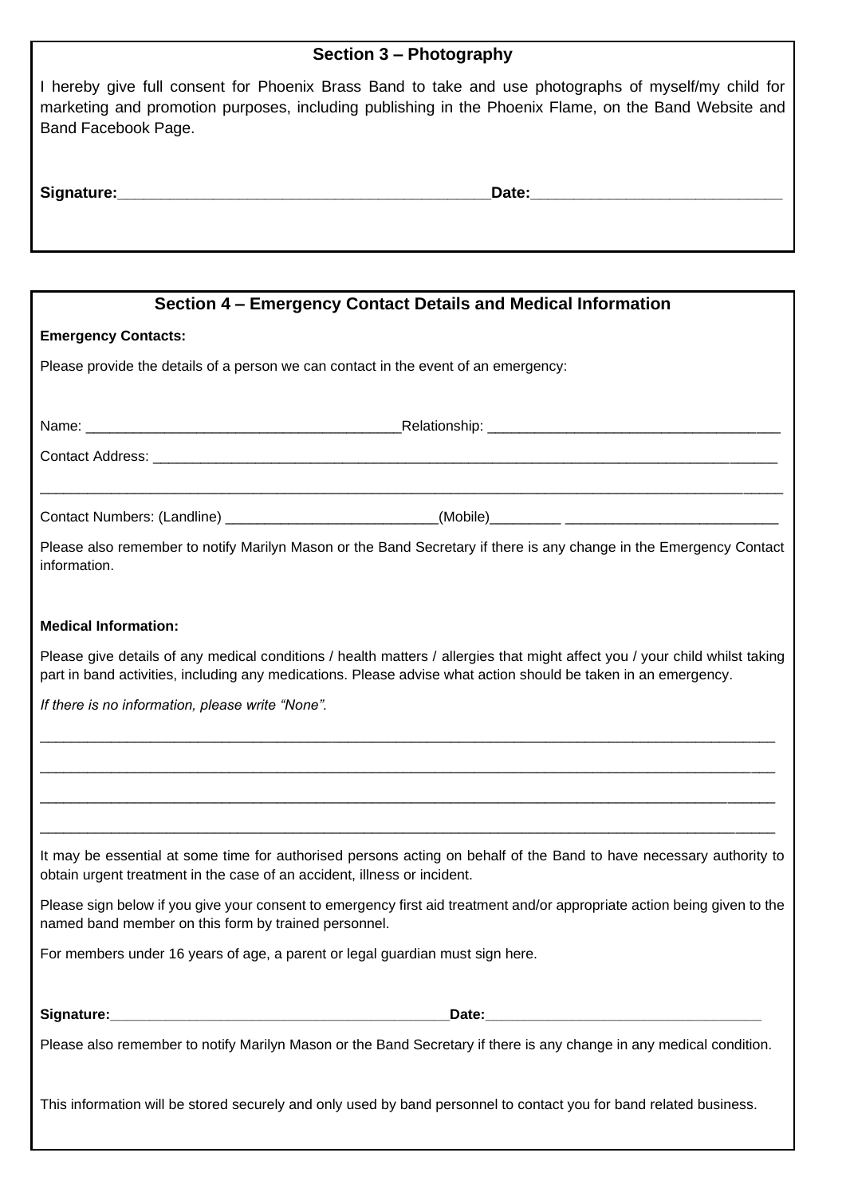## Section 3 – Photography

I hereby give full consent for Phoenix Brass Band to take and use photographs of myself/my child for marketing and promotion purposes, including publishing in the Phoenix Flame, on the Band Website and Band Facebook Page.

**Signature:**____________________________________________**Date:**_____________________________

## Section 4 – Emergency Contact Details and Medical Information

**Emergency Contacts:**

Please provide the details of a person we can contact in the event of an emergency:

Name: ________________________________________Relationship: _____________________________________

Contact Address: ___________________________________________________________________________________

____________________________________________________________________________________________________

Contact Numbers: (Landline) ___________________________(Mobile)_________ ___________________________

Please also remember to notify Marilyn Mason or the Band Secretary if there is any change in the Emergency Contact information.

**Medical Information:**

Please give details of any medical conditions / health matters / allergies that might affect you / your child whilst taking part in band activities, including any medications. Please advise what action should be taken in an emergency.

*If there is no information, please write "None".*

____________________________________________________________________________________________________

____________________________________________________________________________________________________

____________________________________________________________________________________________________

____________________________________________________________________________________________________

It may be essential at some time for authorised persons acting on behalf of the Band to have necessary authority to obtain urgent treatment in the case of an accident, illness or incident.

Please sign below if you give your consent to emergency first aid treatment and/or appropriate action being given to the named band member on this form by trained personnel.

For members under 16 years of age, a parent or legal guardian must sign here.

**Signature:**____________________________________________**Date:**___________________________________

Please also remember to notify Marilyn Mason or the Band Secretary if there is any change in any medical condition.

This information will be stored securely and only used by band personnel to contact you for band related business.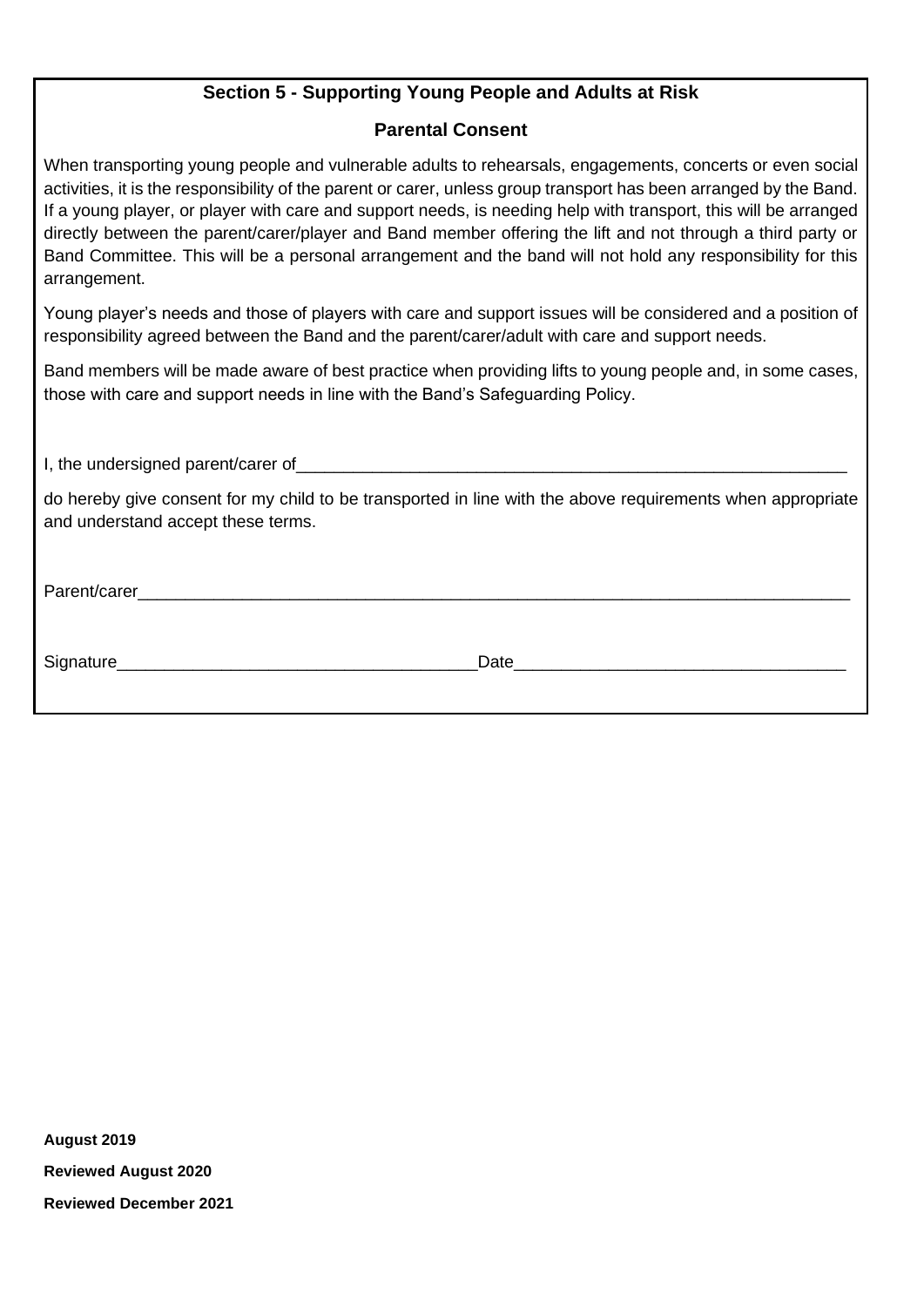## Section 5 - Supporting Young People and Adults at Risk

### Parental Consent

When transporting young people and vulnerable adults to rehearsals, engagements, concerts or even social activities, it is the responsibility of the parent or carer, unless group transport has been arranged by the Band. If a young player, or player with care and support needs, is needing help with transport, this will be arranged directly between the parent/carer/player and Band member offering the lift and not through a third party or Band Committee. This will be a personal arrangement and the band will not hold any responsibility for this arrangement.

Young player's needs and those of players with care and support issues will be considered and a position of responsibility agreed between the Band and the parent/carer/adult with care and support needs.

Band members will be made aware of best practice when providing lifts to young people and, in some cases, those with care and support needs in line with the Band's Safeguarding Policy.

I, the undersigned parent/carer of_______________________________________________

do hereby give consent for my child to be transported in line with the above requirements when appropriate and understand accept these terms.

Parent/carer_______________________________________________________________

Signature_____________________________Date__________________________

**August 2019**

**Reviewed August 2020**

**Reviewed December 2021**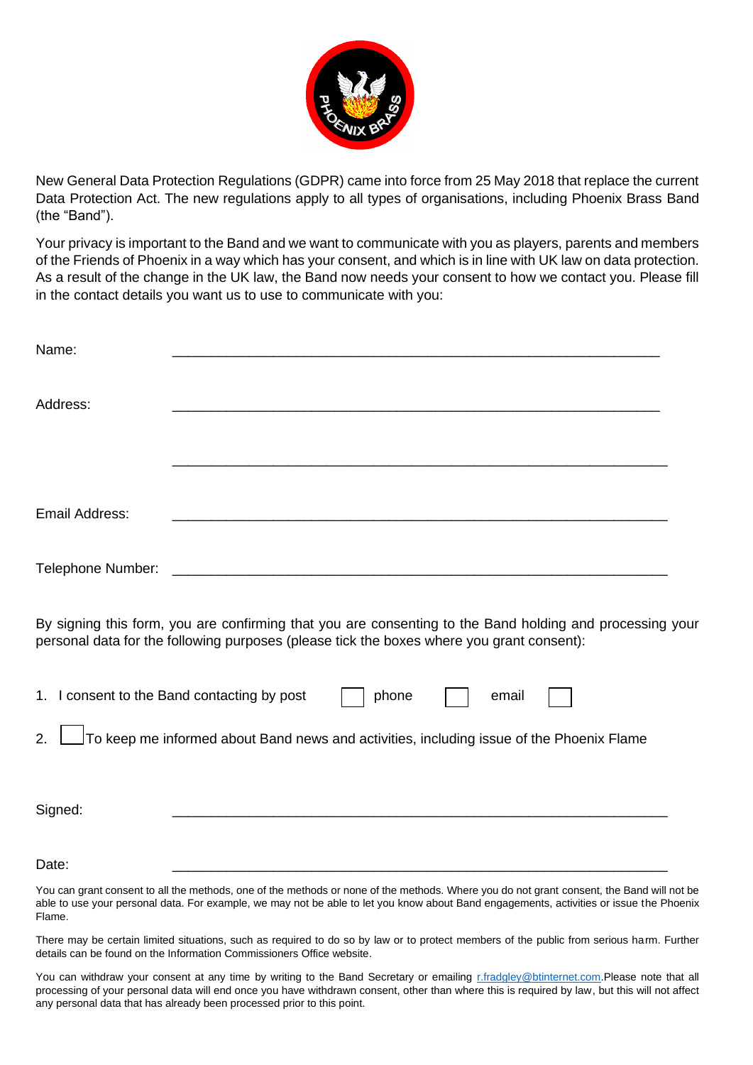New General Data Protection Regulations (GDPR) came into force from 25 May 2018 that replace the current Data Protection Act. The new regulations apply to all types of organisations, including Phoenix Brass Band (the "Band").

Your privacy is important to the Band and we want to communicate with you as players, parents and members of the Friends of Phoenix in a way which has your consent, and which is in line with UK law on data protection. As a result of the change in the UK law, the Band now needs your consent to how we contact you. Please fill in the contact details you want us to use to communicate with you:

Name: ______________________________________________

Address: ______________________________________________

______________________________________________

Email Address: ______________________________________________

Telephone Number: ______________________________________________

By signing this form, you are confirming that you are consenting to the Band holding and processing your personal data for the following purposes (please tick the boxes where you grant consent):

1. I consent to the Band contacting by post ☐ phone ☐ email ☐
2. ☐ To keep me informed about Band news and activities, including issue of the Phoenix Flame

Signed: ______________________________________________

Date: ______________________________________________

You can grant consent to all the methods, one of the methods or none of the methods. Where you do not grant consent, the Band will not be able to use your personal data. For example, we may not be able to let you know about Band engagements, activities or issue the Phoenix Flame.

There may be certain limited situations, such as required to do so by law or to protect members of the public from serious harm. Further details can be found on the Information Commissioners Office website.

You can withdraw your consent at any time by writing to the Band Secretary or emailing r.fradgley@btinternet.com.Please note that all processing of your personal data will end once you have withdrawn consent, other than where this is required by law, but this will not affect any personal data that has already been processed prior to this point.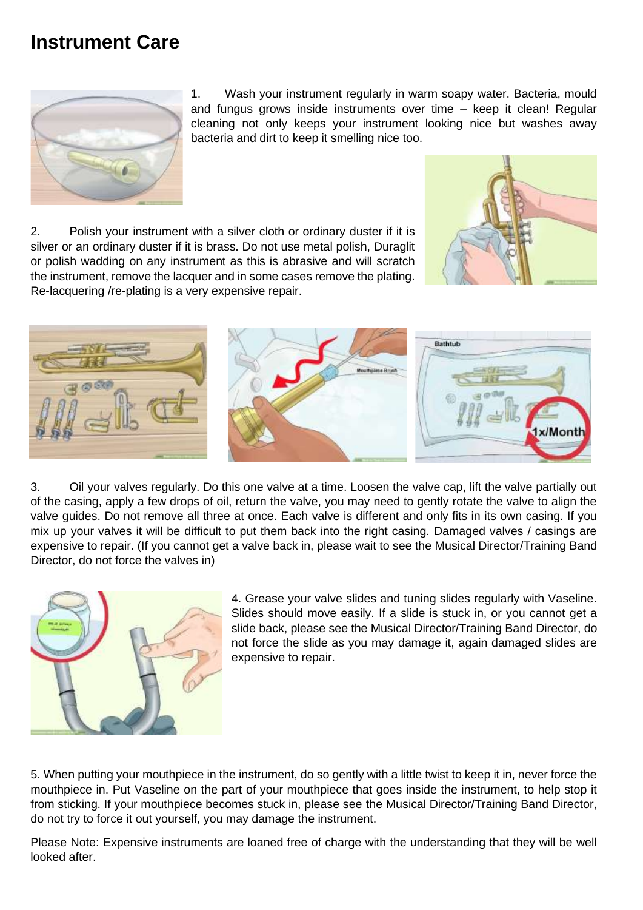# Instrument Care

1. Wash your instrument regularly in warm soapy water. Bacteria, mould and fungus grows inside instruments over time – keep it clean! Regular cleaning not only keeps your instrument looking nice but washes away bacteria and dirt to keep it smelling nice too.

2. Polish your instrument with a silver cloth or ordinary duster if it is silver or an ordinary duster if it is brass. Do not use metal polish, Duraglit or polish wadding on any instrument as this is abrasive and will scratch the instrument, remove the lacquer and in some cases remove the plating. Re-lacquering /re-plating is a very expensive repair.

3. Oil your valves regularly. Do this one valve at a time. Loosen the valve cap, lift the valve partially out of the casing, apply a few drops of oil, return the valve, you may need to gently rotate the valve to align the valve guides. Do not remove all three at once. Each valve is different and only fits in its own casing. If you mix up your valves it will be difficult to put them back into the right casing. Damaged valves / casings are expensive to repair. (If you cannot get a valve back in, please wait to see the Musical Director/Training Band Director, do not force the valves in)

4. Grease your valve slides and tuning slides regularly with Vaseline. Slides should move easily. If a slide is stuck in, or you cannot get a slide back, please see the Musical Director/Training Band Director, do not force the slide as you may damage it, again damaged slides are expensive to repair.

5. When putting your mouthpiece in the instrument, do so gently with a little twist to keep it in, never force the mouthpiece in. Put Vaseline on the part of your mouthpiece that goes inside the instrument, to help stop it from sticking. If your mouthpiece becomes stuck in, please see the Musical Director/Training Band Director, do not try to force it out yourself, you may damage the instrument.

Please Note: Expensive instruments are loaned free of charge with the understanding that they will be well looked after.